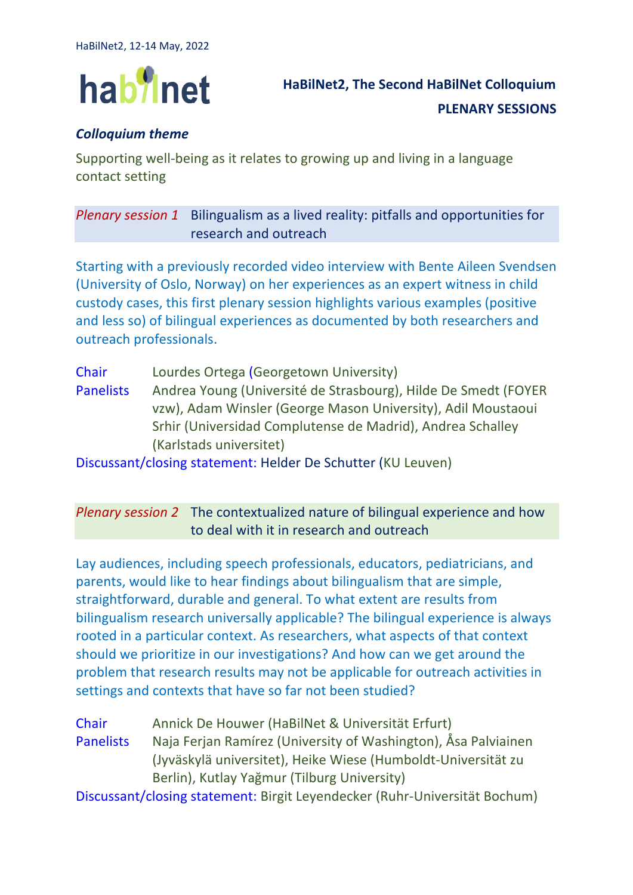HaBilNet2, 12-14 May, 2022

habilnet

# HaBilNet2, The Second HaBilNet Colloquium

## PLENARY SESSIONS

***Colloquium theme***

Supporting well-being as it relates to growing up and living in a language contact setting

### *Plenary session 1* Bilingualism as a lived reality: pitfalls and opportunities for research and outreach

Starting with a previously recorded video interview with Bente Aileen Svendsen (University of Oslo, Norway) on her experiences as an expert witness in child custody cases, this first plenary session highlights various examples (positive and less so) of bilingual experiences as documented by both researchers and outreach professionals.

Chair Lourdes Ortega (Georgetown University)

Panelists Andrea Young (Université de Strasbourg), Hilde De Smedt (FOYER vzw), Adam Winsler (George Mason University), Adil Moustaoui Srhir (Universidad Complutense de Madrid), Andrea Schalley (Karlstads universitet)

Discussant/closing statement: Helder De Schutter (KU Leuven)

### *Plenary session 2* The contextualized nature of bilingual experience and how to deal with it in research and outreach

Lay audiences, including speech professionals, educators, pediatricians, and parents, would like to hear findings about bilingualism that are simple, straightforward, durable and general. To what extent are results from bilingualism research universally applicable? The bilingual experience is always rooted in a particular context. As researchers, what aspects of that context should we prioritize in our investigations? And how can we get around the problem that research results may not be applicable for outreach activities in settings and contexts that have so far not been studied?

Chair Annick De Houwer (HaBilNet & Universität Erfurt)

Panelists Naja Ferjan Ramírez (University of Washington), Åsa Palviainen (Jyväskylä universitet), Heike Wiese (Humboldt-Universität zu Berlin), Kutlay Yağmur (Tilburg University)

Discussant/closing statement: Birgit Leyendecker (Ruhr-Universität Bochum)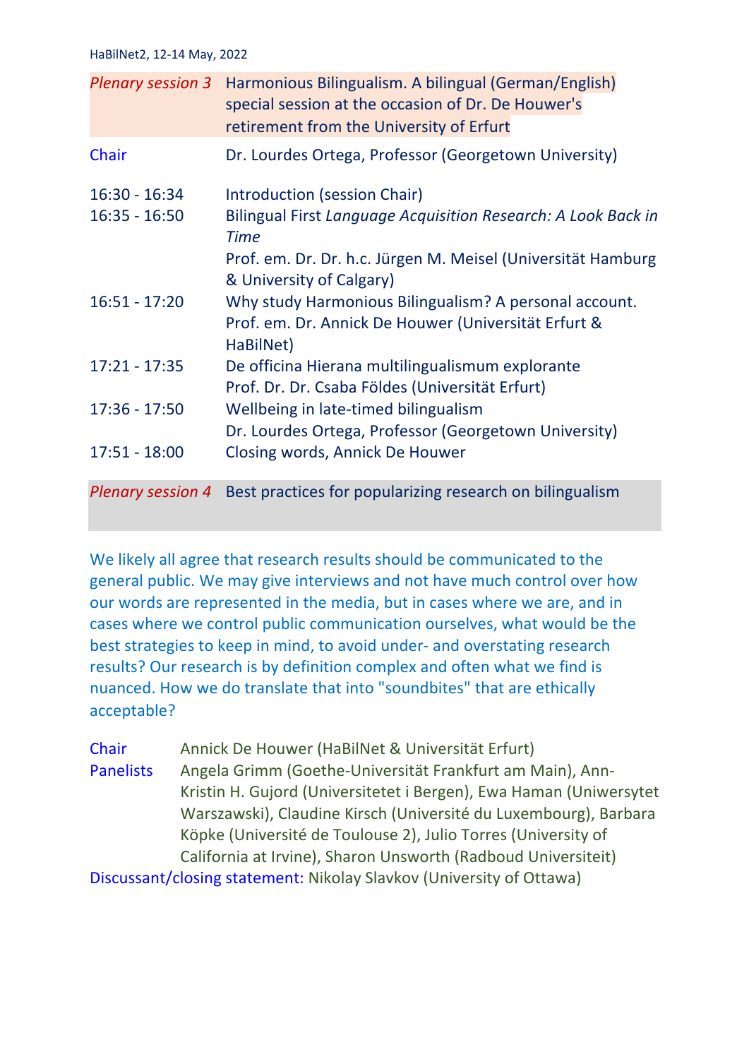| | |
|---|---|
| *Plenary session 3* | Harmonious Bilingualism. A bilingual (German/English) special session at the occasion of Dr. De Houwer's retirement from the University of Erfurt |
| Chair | Dr. Lourdes Ortega, Professor (Georgetown University) |
| 16:30 - 16:34 | Introduction (session Chair) |
| 16:35 - 16:50 | Bilingual First *Language Acquisition Research: A Look Back in Time*<br>Prof. em. Dr. Dr. h.c. Jürgen M. Meisel (Universität Hamburg & University of Calgary) |
| 16:51 - 17:20 | Why study Harmonious Bilingualism? A personal account.<br>Prof. em. Dr. Annick De Houwer (Universität Erfurt & HaBilNet) |
| 17:21 - 17:35 | De officina Hierana multilingualismum explorante<br>Prof. Dr. Dr. Csaba Földes (Universität Erfurt) |
| 17:36 - 17:50 | Wellbeing in late-timed bilingualism<br>Dr. Lourdes Ortega, Professor (Georgetown University) |
| 17:51 - 18:00 | Closing words, Annick De Houwer |

| | |
|---|---|
| *Plenary session 4* | Best practices for popularizing research on bilingualism |

We likely all agree that research results should be communicated to the general public. We may give interviews and not have much control over how our words are represented in the media, but in cases where we are, and in cases where we control public communication ourselves, what would be the best strategies to keep in mind, to avoid under- and overstating research results? Our research is by definition complex and often what we find is nuanced. How we do translate that into "soundbites" that are ethically acceptable?

Chair Annick De Houwer (HaBilNet & Universität Erfurt)

Panelists Angela Grimm (Goethe-Universität Frankfurt am Main), Ann-Kristin H. Gujord (Universitetet i Bergen), Ewa Haman (Uniwersytet Warszawski), Claudine Kirsch (Université du Luxembourg), Barbara Köpke (Université de Toulouse 2), Julio Torres (University of California at Irvine), Sharon Unsworth (Radboud Universiteit)

Discussant/closing statement: Nikolay Slavkov (University of Ottawa)